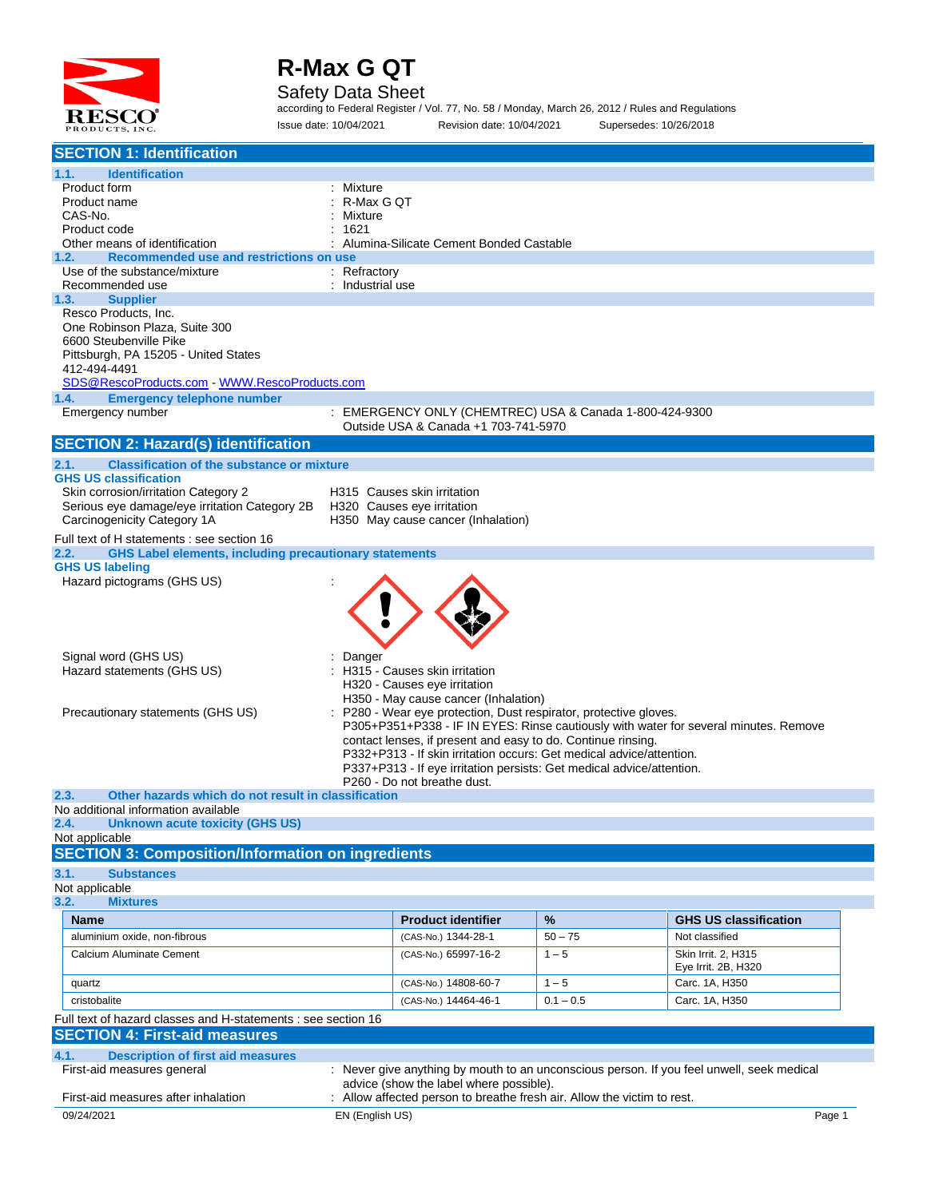# R-Max G QT

## Safety Data Sheet

according to Federal Register / Vol. 77, No. 58 / Monday, March 26, 2012 / Rules and Regulations

Issue date: 10/04/2021 Revision date: 10/04/2021 Supersedes: 10/26/2018

## SECTION 1: Identification

### 1.1. Identification

Product form : Mixture

Product name : R-Max G QT

CAS-No. : Mixture

Product code : 1621

Other means of identification : Alumina-Silicate Cement Bonded Castable

### 1.2. Recommended use and restrictions on use

Use of the substance/mixture : Refractory

Recommended use : Industrial use

### 1.3. Supplier

Resco Products, Inc.
One Robinson Plaza, Suite 300
6600 Steubenville Pike
Pittsburgh, PA 15205 - United States
412-494-4491
SDS@RescoProducts.com - WWW.RescoProducts.com

### 1.4. Emergency telephone number

Emergency number : EMERGENCY ONLY (CHEMTREC) USA & Canada 1-800-424-9300
Outside USA & Canada +1 703-741-5970

## SECTION 2: Hazard(s) identification

### 2.1. Classification of the substance or mixture

**GHS US classification**

Skin corrosion/irritation Category 2 H315 Causes skin irritation

Serious eye damage/eye irritation Category 2B H320 Causes eye irritation

Carcinogenicity Category 1A H350 May cause cancer (Inhalation)

Full text of H statements : see section 16

### 2.2. GHS Label elements, including precautionary statements

**GHS US labeling**

Hazard pictograms (GHS US) :

Signal word (GHS US) : Danger

Hazard statements (GHS US) : H315 - Causes skin irritation
H320 - Causes eye irritation
H350 - May cause cancer (Inhalation)

Precautionary statements (GHS US) : P280 - Wear eye protection, Dust respirator, protective gloves.
P305+P351+P338 - IF IN EYES: Rinse cautiously with water for several minutes. Remove contact lenses, if present and easy to do. Continue rinsing.
P332+P313 - If skin irritation occurs: Get medical advice/attention.
P337+P313 - If eye irritation persists: Get medical advice/attention.
P260 - Do not breathe dust.

### 2.3. Other hazards which do not result in classification

No additional information available

### 2.4. Unknown acute toxicity (GHS US)

Not applicable

## SECTION 3: Composition/Information on ingredients

### 3.1. Substances

Not applicable

### 3.2. Mixtures

| Name | Product identifier | % | GHS US classification |
|---|---|---|---|
| aluminium oxide, non-fibrous | (CAS-No.) 1344-28-1 | 50 – 75 | Not classified |
| Calcium Aluminate Cement | (CAS-No.) 65997-16-2 | 1 – 5 | Skin Irrit. 2, H315<br>Eye Irrit. 2B, H320 |
| quartz | (CAS-No.) 14808-60-7 | 1 – 5 | Carc. 1A, H350 |
| cristobalite | (CAS-No.) 14464-46-1 | 0.1 – 0.5 | Carc. 1A, H350 |

Full text of hazard classes and H-statements : see section 16

## SECTION 4: First-aid measures

### 4.1. Description of first aid measures

First-aid measures general : Never give anything by mouth to an unconscious person. If you feel unwell, seek medical advice (show the label where possible).

First-aid measures after inhalation : Allow affected person to breathe fresh air. Allow the victim to rest.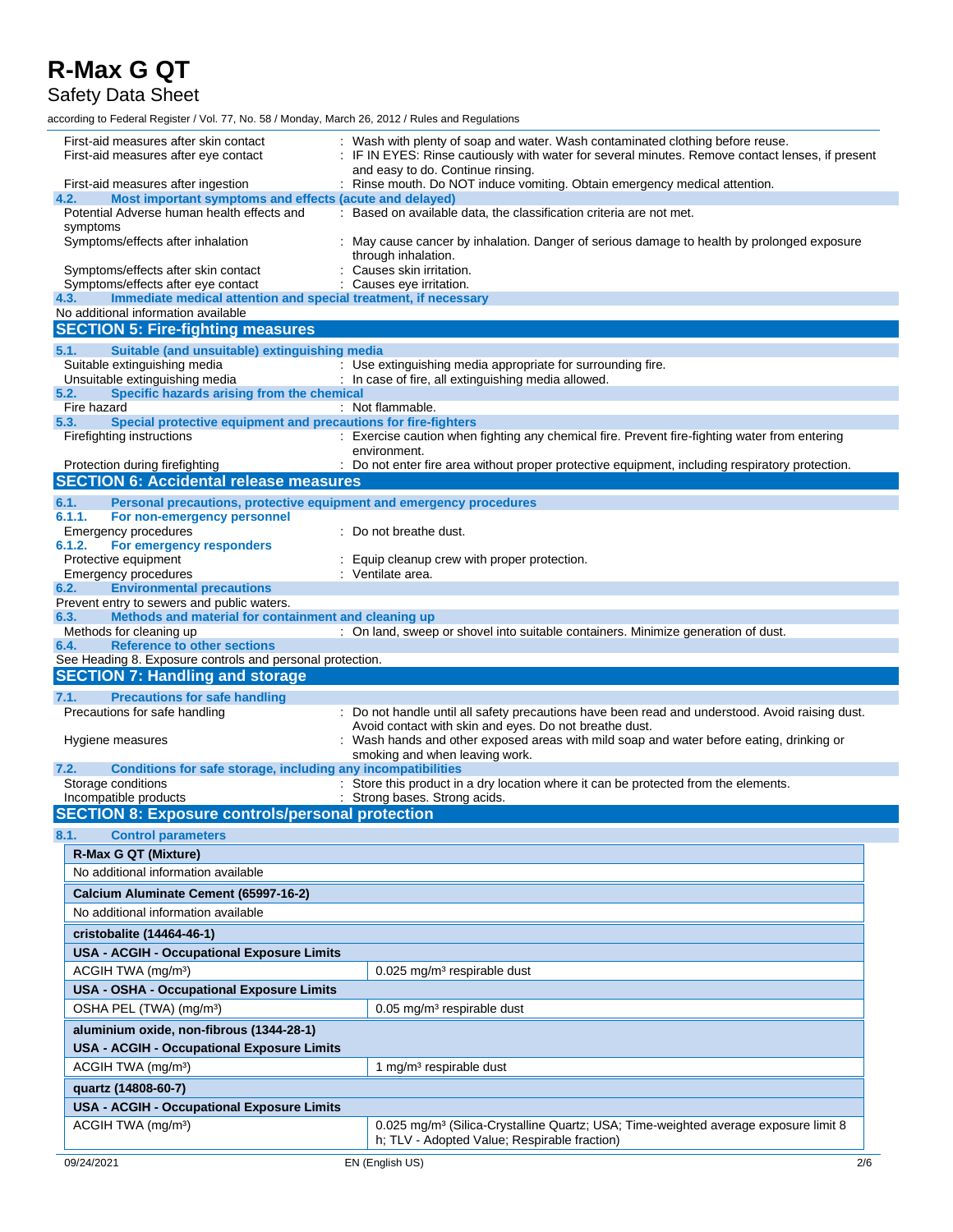First-aid measures after skin contact : Wash with plenty of soap and water. Wash contaminated clothing before reuse.

First-aid measures after eye contact : IF IN EYES: Rinse cautiously with water for several minutes. Remove contact lenses, if present and easy to do. Continue rinsing.

First-aid measures after ingestion : Rinse mouth. Do NOT induce vomiting. Obtain emergency medical attention.

### 4.2. Most important symptoms and effects (acute and delayed)

Potential Adverse human health effects and symptoms : Based on available data, the classification criteria are not met.

Symptoms/effects after inhalation : May cause cancer by inhalation. Danger of serious damage to health by prolonged exposure through inhalation.

Symptoms/effects after skin contact : Causes skin irritation.

Symptoms/effects after eye contact : Causes eye irritation.

### 4.3. Immediate medical attention and special treatment, if necessary

No additional information available

## SECTION 5: Fire-fighting measures

### 5.1. Suitable (and unsuitable) extinguishing media

Suitable extinguishing media : Use extinguishing media appropriate for surrounding fire.

Unsuitable extinguishing media : In case of fire, all extinguishing media allowed.

### 5.2. Specific hazards arising from the chemical

Fire hazard : Not flammable.

### 5.3. Special protective equipment and precautions for fire-fighters

Firefighting instructions : Exercise caution when fighting any chemical fire. Prevent fire-fighting water from entering environment.

Protection during firefighting : Do not enter fire area without proper protective equipment, including respiratory protection.

## SECTION 6: Accidental release measures

### 6.1. Personal precautions, protective equipment and emergency procedures

#### 6.1.1. For non-emergency personnel

Emergency procedures : Do not breathe dust.

#### 6.1.2. For emergency responders

Protective equipment : Equip cleanup crew with proper protection.

Emergency procedures : Ventilate area.

### 6.2. Environmental precautions

Prevent entry to sewers and public waters.

### 6.3. Methods and material for containment and cleaning up

Methods for cleaning up : On land, sweep or shovel into suitable containers. Minimize generation of dust.

### 6.4. Reference to other sections

See Heading 8. Exposure controls and personal protection.

## SECTION 7: Handling and storage

### 7.1. Precautions for safe handling

Precautions for safe handling : Do not handle until all safety precautions have been read and understood. Avoid raising dust. Avoid contact with skin and eyes. Do not breathe dust.

Hygiene measures : Wash hands and other exposed areas with mild soap and water before eating, drinking or smoking and when leaving work.

### 7.2. Conditions for safe storage, including any incompatibilities

Storage conditions : Store this product in a dry location where it can be protected from the elements.

Incompatible products : Strong bases. Strong acids.

## SECTION 8: Exposure controls/personal protection

### 8.1. Control parameters

| **R-Max G QT (Mixture)** | |
|---|---|
| No additional information available | |
| **Calcium Aluminate Cement (65997-16-2)** | |
| No additional information available | |
| **cristobalite (14464-46-1)** | |
| **USA - ACGIH - Occupational Exposure Limits** | |
| ACGIH TWA (mg/m³) | 0.025 mg/m³ respirable dust |
| **USA - OSHA - Occupational Exposure Limits** | |
| OSHA PEL (TWA) (mg/m³) | 0.05 mg/m³ respirable dust |
| **aluminium oxide, non-fibrous (1344-28-1)** | |
| **USA - ACGIH - Occupational Exposure Limits** | |
| ACGIH TWA (mg/m³) | 1 mg/m³ respirable dust |
| **quartz (14808-60-7)** | |
| **USA - ACGIH - Occupational Exposure Limits** | |
| ACGIH TWA (mg/m³) | 0.025 mg/m³ (Silica-Crystalline Quartz; USA; Time-weighted average exposure limit 8 h; TLV - Adopted Value; Respirable fraction) |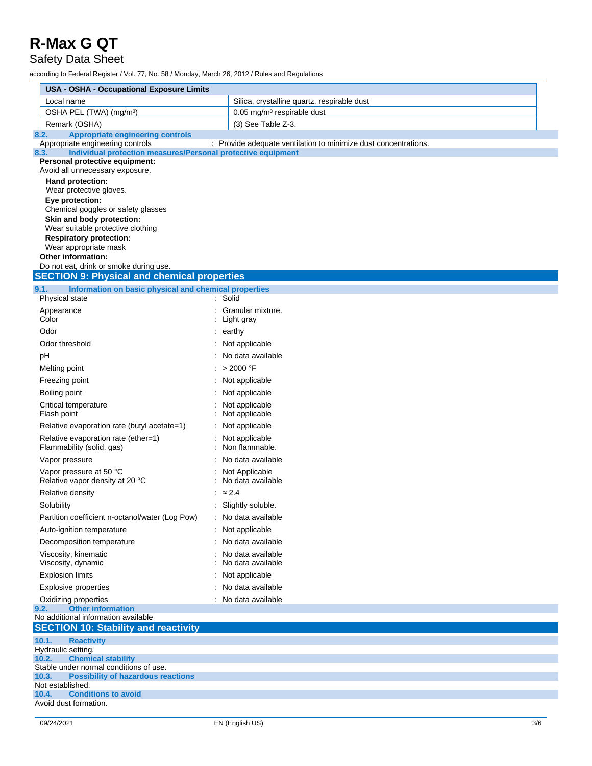| USA - OSHA - Occupational Exposure Limits | |
|---|---|
| Local name | Silica, crystalline quartz, respirable dust |
| OSHA PEL (TWA) (mg/m³) | 0.05 mg/m³ respirable dust |
| Remark (OSHA) | (3) See Table Z-3. |

### 8.2. Appropriate engineering controls

Appropriate engineering controls : Provide adequate ventilation to minimize dust concentrations.

### 8.3. Individual protection measures/Personal protective equipment

**Personal protective equipment:**

Avoid all unnecessary exposure.

**Hand protection:**

Wear protective gloves.

**Eye protection:**

Chemical goggles or safety glasses

**Skin and body protection:**

Wear suitable protective clothing

**Respiratory protection:**

Wear appropriate mask

**Other information:**

Do not eat, drink or smoke during use.

## SECTION 9: Physical and chemical properties

### 9.1. Information on basic physical and chemical properties

| Property | Value |
|---|---|
| Physical state | Solid |
| Appearance | Granular mixture. |
| Color | Light gray |
| Odor | earthy |
| Odor threshold | Not applicable |
| pH | No data available |
| Melting point | > 2000 °F |
| Freezing point | Not applicable |
| Boiling point | Not applicable |
| Critical temperature | Not applicable |
| Flash point | Not applicable |
| Relative evaporation rate (butyl acetate=1) | Not applicable |
| Relative evaporation rate (ether=1) | Not applicable |
| Flammability (solid, gas) | Non flammable. |
| Vapor pressure | No data available |
| Vapor pressure at 50 °C | Not Applicable |
| Relative vapor density at 20 °C | No data available |
| Relative density | ≈ 2.4 |
| Solubility | Slightly soluble. |
| Partition coefficient n-octanol/water (Log Pow) | No data available |
| Auto-ignition temperature | Not applicable |
| Decomposition temperature | No data available |
| Viscosity, kinematic | No data available |
| Viscosity, dynamic | No data available |
| Explosion limits | Not applicable |
| Explosive properties | No data available |
| Oxidizing properties | No data available |

### 9.2. Other information

No additional information available

## SECTION 10: Stability and reactivity

### 10.1. Reactivity

Hydraulic setting.

### 10.2. Chemical stability

Stable under normal conditions of use.

### 10.3. Possibility of hazardous reactions

Not established.

### 10.4. Conditions to avoid

Avoid dust formation.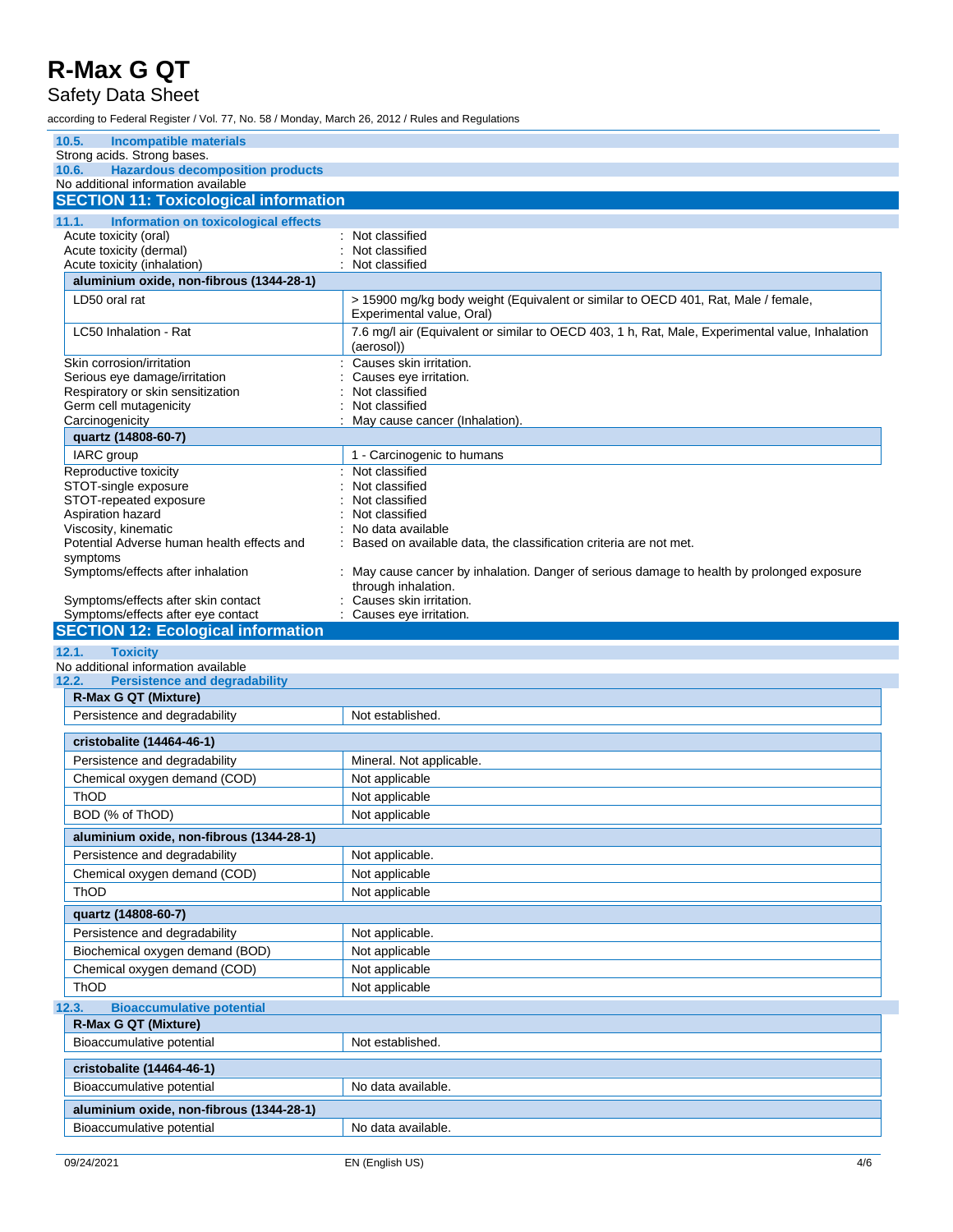### 10.5. Incompatible materials

Strong acids. Strong bases.

### 10.6. Hazardous decomposition products

No additional information available

## SECTION 11: Toxicological information

### 11.1. Information on toxicological effects

Acute toxicity (oral) : Not classified
Acute toxicity (dermal) : Not classified
Acute toxicity (inhalation) : Not classified

| aluminium oxide, non-fibrous (1344-28-1) | |
|---|---|
| LD50 oral rat | > 15900 mg/kg body weight (Equivalent or similar to OECD 401, Rat, Male / female, Experimental value, Oral) |
| LC50 Inhalation - Rat | 7.6 mg/l air (Equivalent or similar to OECD 403, 1 h, Rat, Male, Experimental value, Inhalation (aerosol)) |

Skin corrosion/irritation : Causes skin irritation.
Serious eye damage/irritation : Causes eye irritation.
Respiratory or skin sensitization : Not classified
Germ cell mutagenicity : Not classified
Carcinogenicity : May cause cancer (Inhalation).

| quartz (14808-60-7) | |
|---|---|
| IARC group | 1 - Carcinogenic to humans |

Reproductive toxicity : Not classified
STOT-single exposure : Not classified
STOT-repeated exposure : Not classified
Aspiration hazard : Not classified
Viscosity, kinematic : No data available
Potential Adverse human health effects and symptoms : Based on available data, the classification criteria are not met.
Symptoms/effects after inhalation : May cause cancer by inhalation. Danger of serious damage to health by prolonged exposure through inhalation.
Symptoms/effects after skin contact : Causes skin irritation.
Symptoms/effects after eye contact : Causes eye irritation.

## SECTION 12: Ecological information

### 12.1. Toxicity

No additional information available

### 12.2. Persistence and degradability

| R-Max G QT (Mixture) | |
|---|---|
| Persistence and degradability | Not established. |

| cristobalite (14464-46-1) | |
|---|---|
| Persistence and degradability | Mineral. Not applicable. |
| Chemical oxygen demand (COD) | Not applicable |
| ThOD | Not applicable |
| BOD (% of ThOD) | Not applicable |

| aluminium oxide, non-fibrous (1344-28-1) | |
|---|---|
| Persistence and degradability | Not applicable. |
| Chemical oxygen demand (COD) | Not applicable |
| ThOD | Not applicable |

| quartz (14808-60-7) | |
|---|---|
| Persistence and degradability | Not applicable. |
| Biochemical oxygen demand (BOD) | Not applicable |
| Chemical oxygen demand (COD) | Not applicable |
| ThOD | Not applicable |

### 12.3. Bioaccumulative potential

| R-Max G QT (Mixture) | |
|---|---|
| Bioaccumulative potential | Not established. |

| cristobalite (14464-46-1) | |
|---|---|
| Bioaccumulative potential | No data available. |

| aluminium oxide, non-fibrous (1344-28-1) | |
|---|---|
| Bioaccumulative potential | No data available. |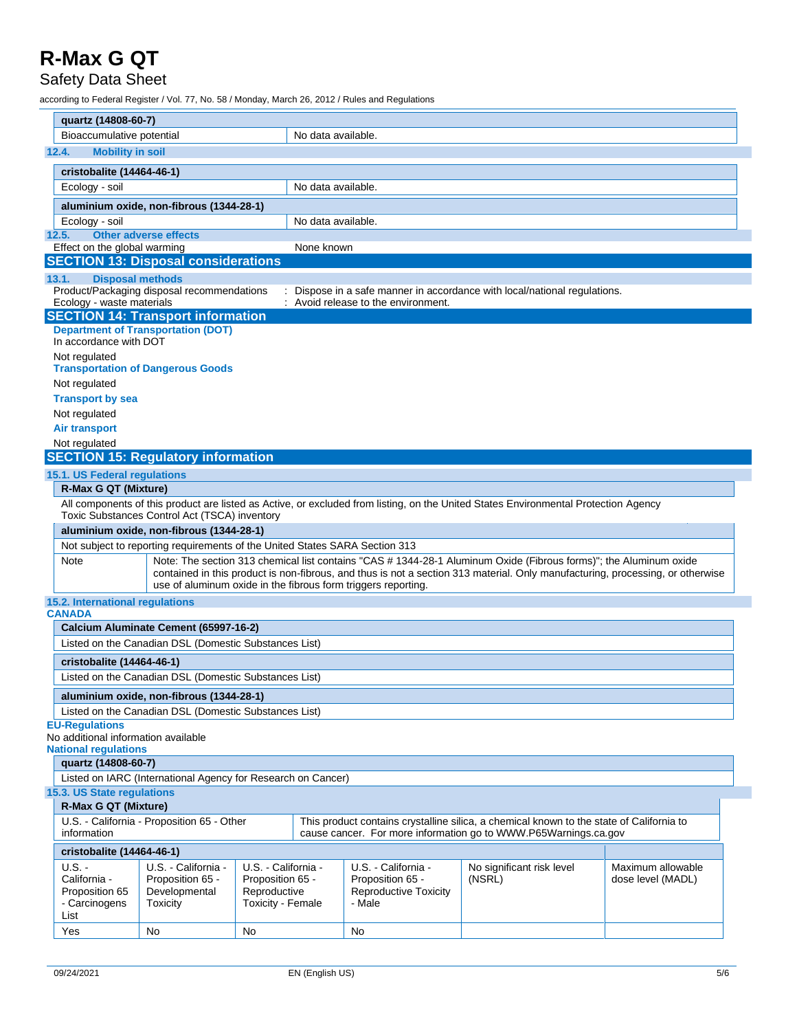| quartz (14808-60-7) | |
|---|---|
| Bioaccumulative potential | No data available. |

### 12.4. Mobility in soil

| cristobalite (14464-46-1) | |
|---|---|
| Ecology - soil | No data available. |

| aluminium oxide, non-fibrous (1344-28-1) | |
|---|---|
| Ecology - soil | No data available. |

### 12.5. Other adverse effects

Effect on the global warming : None known

## SECTION 13: Disposal considerations

### 13.1. Disposal methods

Product/Packaging disposal recommendations : Dispose in a safe manner in accordance with local/national regulations.

Ecology - waste materials : Avoid release to the environment.

## SECTION 14: Transport information

**Department of Transportation (DOT)**

In accordance with DOT

Not regulated

**Transportation of Dangerous Goods**

Not regulated

**Transport by sea**

Not regulated

**Air transport**

Not regulated

## SECTION 15: Regulatory information

### 15.1. US Federal regulations

**R-Max G QT (Mixture)**

All components of this product are listed as Active, or excluded from listing, on the United States Environmental Protection Agency Toxic Substances Control Act (TSCA) inventory

| aluminium oxide, non-fibrous (1344-28-1) | |
|---|---|
| Not subject to reporting requirements of the United States SARA Section 313 | |
| Note | Note: The section 313 chemical list contains "CAS # 1344-28-1 Aluminum Oxide (Fibrous forms)"; the Aluminum oxide contained in this product is non-fibrous, and thus is not a section 313 material. Only manufacturing, processing, or otherwise use of aluminum oxide in the fibrous form triggers reporting. |

### 15.2. International regulations

**CANADA**

| Calcium Aluminate Cement (65997-16-2) |
|---|
| Listed on the Canadian DSL (Domestic Substances List) |

| cristobalite (14464-46-1) |
|---|
| Listed on the Canadian DSL (Domestic Substances List) |

| aluminium oxide, non-fibrous (1344-28-1) |
|---|
| Listed on the Canadian DSL (Domestic Substances List) |

**EU-Regulations**

No additional information available

**National regulations**

| quartz (14808-60-7) |
|---|
| Listed on IARC (International Agency for Research on Cancer) |

### 15.3. US State regulations

| R-Max G QT (Mixture) | |
|---|---|
| U.S. - California - Proposition 65 - Other information | This product contains crystalline silica, a chemical known to the state of California to cause cancer. For more information go to WWW.P65Warnings.ca.gov |

| cristobalite (14464-46-1) | | | | | |
|---|---|---|---|---|---|
| U.S. - California - Proposition 65 - Carcinogens List | U.S. - California - Proposition 65 - Developmental Toxicity | U.S. - California - Proposition 65 - Reproductive Toxicity - Female | U.S. - California - Proposition 65 - Reproductive Toxicity - Male | No significant risk level (NSRL) | Maximum allowable dose level (MADL) |
| Yes | No | No | No | | |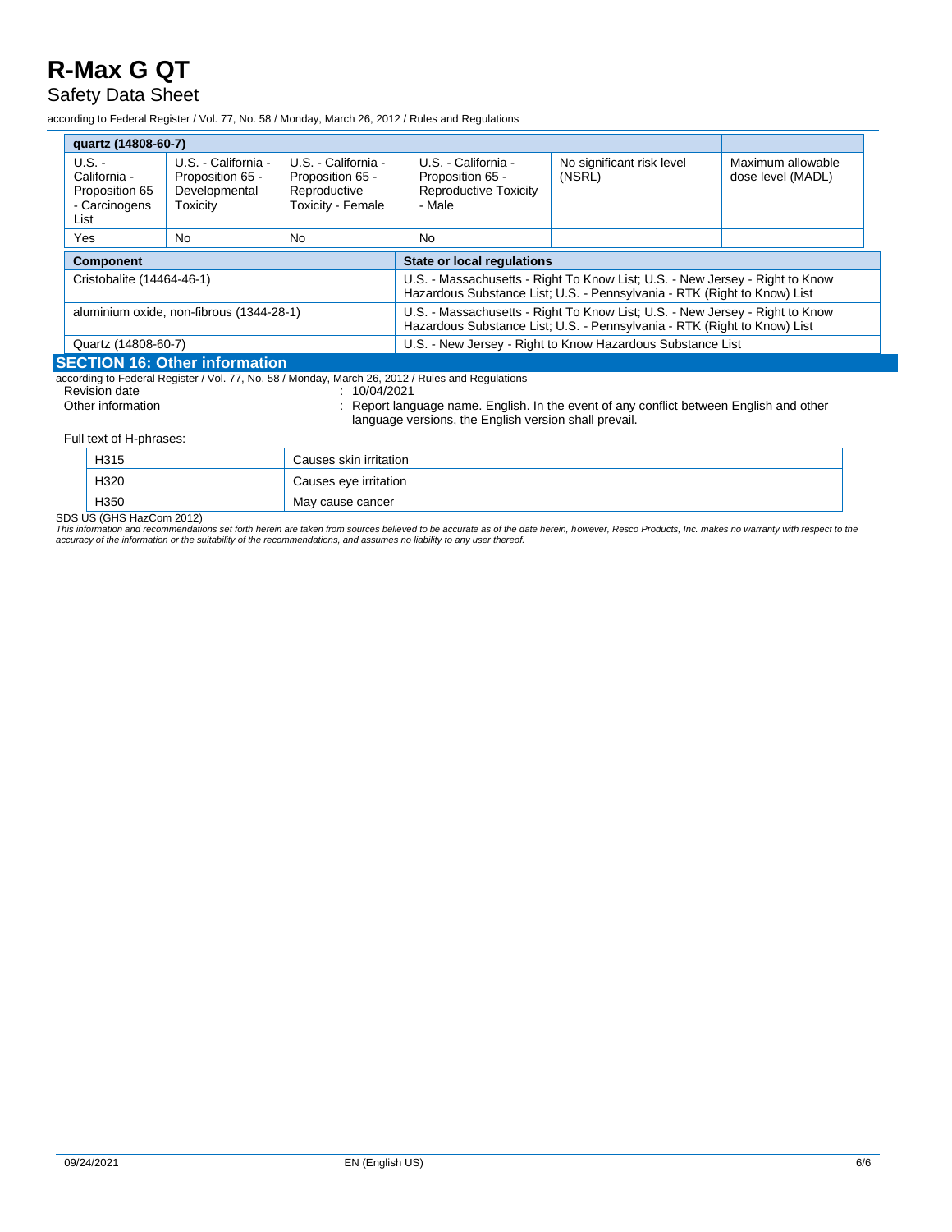# R-Max G QT

## Safety Data Sheet

according to Federal Register / Vol. 77, No. 58 / Monday, March 26, 2012 / Rules and Regulations

| quartz (14808-60-7) | | | | | |
|---|---|---|---|---|---|
| U.S. - California - Proposition 65 - Carcinogens List | U.S. - California - Proposition 65 - Developmental Toxicity | U.S. - California - Proposition 65 - Reproductive Toxicity - Female | U.S. - California - Proposition 65 - Reproductive Toxicity - Male | No significant risk level (NSRL) | Maximum allowable dose level (MADL) |
| Yes | No | No | No | | |

| Component | State or local regulations |
|---|---|
| Cristobalite (14464-46-1) | U.S. - Massachusetts - Right To Know List; U.S. - New Jersey - Right to Know Hazardous Substance List; U.S. - Pennsylvania - RTK (Right to Know) List |
| aluminium oxide, non-fibrous (1344-28-1) | U.S. - Massachusetts - Right To Know List; U.S. - New Jersey - Right to Know Hazardous Substance List; U.S. - Pennsylvania - RTK (Right to Know) List |
| Quartz (14808-60-7) | U.S. - New Jersey - Right to Know Hazardous Substance List |

## SECTION 16: Other information

according to Federal Register / Vol. 77, No. 58 / Monday, March 26, 2012 / Rules and Regulations

Revision date : 10/04/2021

Other information : Report language name. English. In the event of any conflict between English and other language versions, the English version shall prevail.

Full text of H-phrases:

| | |
|---|---|
| H315 | Causes skin irritation |
| H320 | Causes eye irritation |
| H350 | May cause cancer |

SDS US (GHS HazCom 2012)

*This information and recommendations set forth herein are taken from sources believed to be accurate as of the date herein, however, Resco Products, Inc. makes no warranty with respect to the accuracy of the information or the suitability of the recommendations, and assumes no liability to any user thereof.*